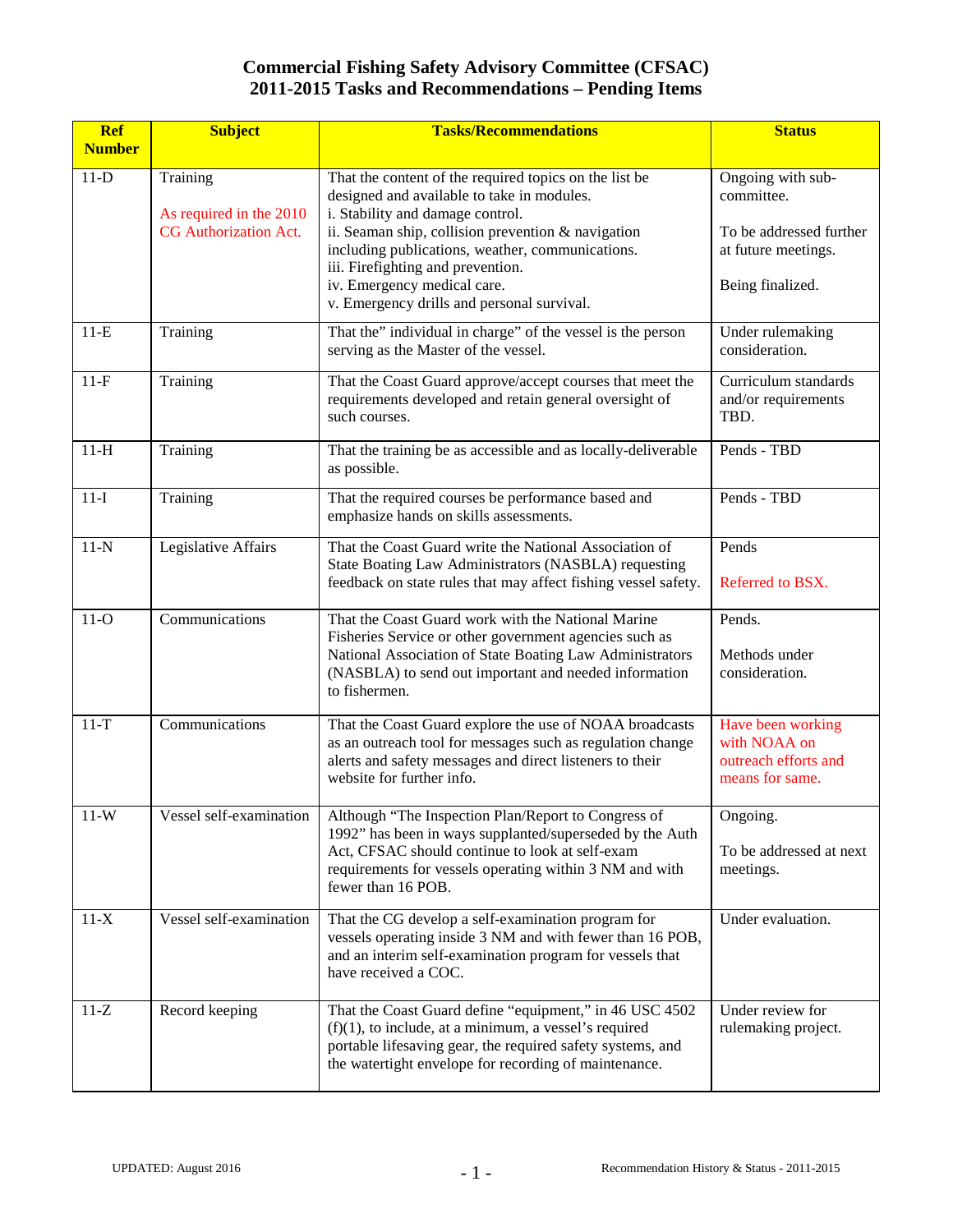# Commercial Fishing Safety Advisory Committee (CFSAC)
## 2011-2015 Tasks and Recommendations – Pending Items

| Ref Number | Subject | Tasks/Recommendations | Status |
|---|---|---|---|
| 11-D | Training<br><br>As required in the 2010 CG Authorization Act. | That the content of the required topics on the list be designed and available to take in modules.<br>i. Stability and damage control.<br>ii. Seaman ship, collision prevention & navigation including publications, weather, communications.<br>iii. Firefighting and prevention.<br>iv. Emergency medical care.<br>v. Emergency drills and personal survival. | Ongoing with sub-committee.<br><br>To be addressed further at future meetings.<br><br>Being finalized. |
| 11-E | Training | That the" individual in charge" of the vessel is the person serving as the Master of the vessel. | Under rulemaking consideration. |
| 11-F | Training | That the Coast Guard approve/accept courses that meet the requirements developed and retain general oversight of such courses. | Curriculum standards and/or requirements TBD. |
| 11-H | Training | That the training be as accessible and as locally-deliverable as possible. | Pends - TBD |
| 11-I | Training | That the required courses be performance based and emphasize hands on skills assessments. | Pends - TBD |
| 11-N | Legislative Affairs | That the Coast Guard write the National Association of State Boating Law Administrators (NASBLA) requesting feedback on state rules that may affect fishing vessel safety. | Pends<br><br>Referred to BSX. |
| 11-O | Communications | That the Coast Guard work with the National Marine Fisheries Service or other government agencies such as National Association of State Boating Law Administrators (NASBLA) to send out important and needed information to fishermen. | Pends.<br><br>Methods under consideration. |
| 11-T | Communications | That the Coast Guard explore the use of NOAA broadcasts as an outreach tool for messages such as regulation change alerts and safety messages and direct listeners to their website for further info. | Have been working with NOAA on outreach efforts and means for same. |
| 11-W | Vessel self-examination | Although “The Inspection Plan/Report to Congress of 1992” has been in ways supplanted/superseded by the Auth Act, CFSAC should continue to look at self-exam requirements for vessels operating within 3 NM and with fewer than 16 POB. | Ongoing.<br><br>To be addressed at next meetings. |
| 11-X | Vessel self-examination | That the CG develop a self-examination program for vessels operating inside 3 NM and with fewer than 16 POB, and an interim self-examination program for vessels that have received a COC. | Under evaluation. |
| 11-Z | Record keeping | That the Coast Guard define “equipment,” in 46 USC 4502 (f)(1), to include, at a minimum, a vessel’s required portable lifesaving gear, the required safety systems, and the watertight envelope for recording of maintenance. | Under review for rulemaking project. |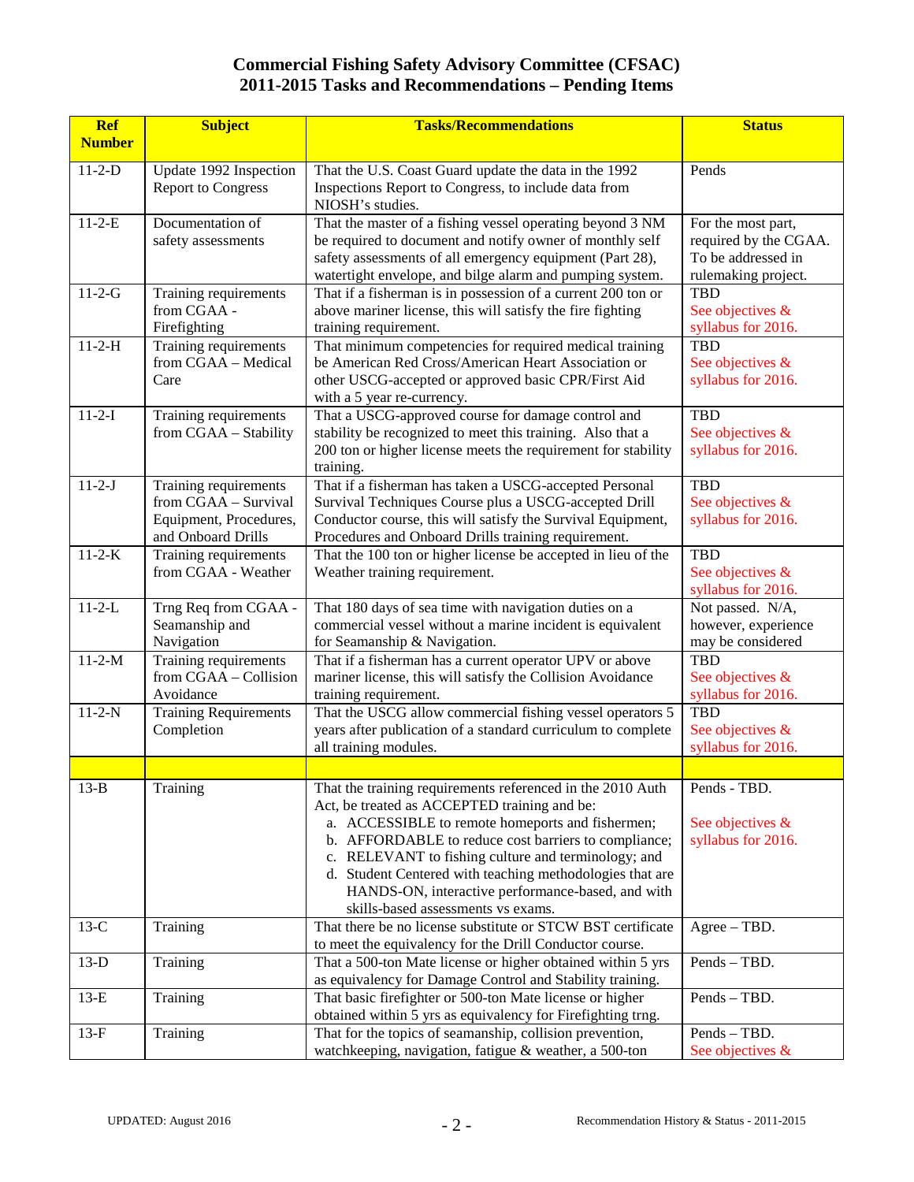# Commercial Fishing Safety Advisory Committee (CFSAC)
# 2011-2015 Tasks and Recommendations – Pending Items

| Ref Number | Subject | Tasks/Recommendations | Status |
|---|---|---|---|
| 11-2-D | Update 1992 Inspection Report to Congress | That the U.S. Coast Guard update the data in the 1992 Inspections Report to Congress, to include data from NIOSH's studies. | Pends |
| 11-2-E | Documentation of safety assessments | That the master of a fishing vessel operating beyond 3 NM be required to document and notify owner of monthly self safety assessments of all emergency equipment (Part 28), watertight envelope, and bilge alarm and pumping system. | For the most part, required by the CGAA. To be addressed in rulemaking project. |
| 11-2-G | Training requirements from CGAA - Firefighting | That if a fisherman is in possession of a current 200 ton or above mariner license, this will satisfy the fire fighting training requirement. | TBD<br>See objectives & syllabus for 2016. |
| 11-2-H | Training requirements from CGAA – Medical Care | That minimum competencies for required medical training be American Red Cross/American Heart Association or other USCG-accepted or approved basic CPR/First Aid with a 5 year re-currency. | TBD<br>See objectives & syllabus for 2016. |
| 11-2-I | Training requirements from CGAA – Stability | That a USCG-approved course for damage control and stability be recognized to meet this training. Also that a 200 ton or higher license meets the requirement for stability training. | TBD<br>See objectives & syllabus for 2016. |
| 11-2-J | Training requirements from CGAA – Survival Equipment, Procedures, and Onboard Drills | That if a fisherman has taken a USCG-accepted Personal Survival Techniques Course plus a USCG-accepted Drill Conductor course, this will satisfy the Survival Equipment, Procedures and Onboard Drills training requirement. | TBD<br>See objectives & syllabus for 2016. |
| 11-2-K | Training requirements from CGAA - Weather | That the 100 ton or higher license be accepted in lieu of the Weather training requirement. | TBD<br>See objectives & syllabus for 2016. |
| 11-2-L | Trng Req from CGAA - Seamanship and Navigation | That 180 days of sea time with navigation duties on a commercial vessel without a marine incident is equivalent for Seamanship & Navigation. | Not passed. N/A, however, experience may be considered |
| 11-2-M | Training requirements from CGAA – Collision Avoidance | That if a fisherman has a current operator UPV or above mariner license, this will satisfy the Collision Avoidance training requirement. | TBD<br>See objectives & syllabus for 2016. |
| 11-2-N | Training Requirements Completion | That the USCG allow commercial fishing vessel operators 5 years after publication of a standard curriculum to complete all training modules. | TBD<br>See objectives & syllabus for 2016. |
| | | | |
| 13-B | Training | That the training requirements referenced in the 2010 Auth Act, be treated as ACCEPTED training and be:<br>a. ACCESSIBLE to remote homeports and fishermen;<br>b. AFFORDABLE to reduce cost barriers to compliance;<br>c. RELEVANT to fishing culture and terminology; and<br>d. Student Centered with teaching methodologies that are HANDS-ON, interactive performance-based, and with skills-based assessments vs exams. | Pends - TBD.<br><br>See objectives & syllabus for 2016. |
| 13-C | Training | That there be no license substitute or STCW BST certificate to meet the equivalency for the Drill Conductor course. | Agree – TBD. |
| 13-D | Training | That a 500-ton Mate license or higher obtained within 5 yrs as equivalency for Damage Control and Stability training. | Pends – TBD. |
| 13-E | Training | That basic firefighter or 500-ton Mate license or higher obtained within 5 yrs as equivalency for Firefighting trng. | Pends – TBD. |
| 13-F | Training | That for the topics of seamanship, collision prevention, watchkeeping, navigation, fatigue & weather, a 500-ton | Pends – TBD.<br>See objectives & |

UPDATED: August 2016 — Recommendation History & Status - 2011-2015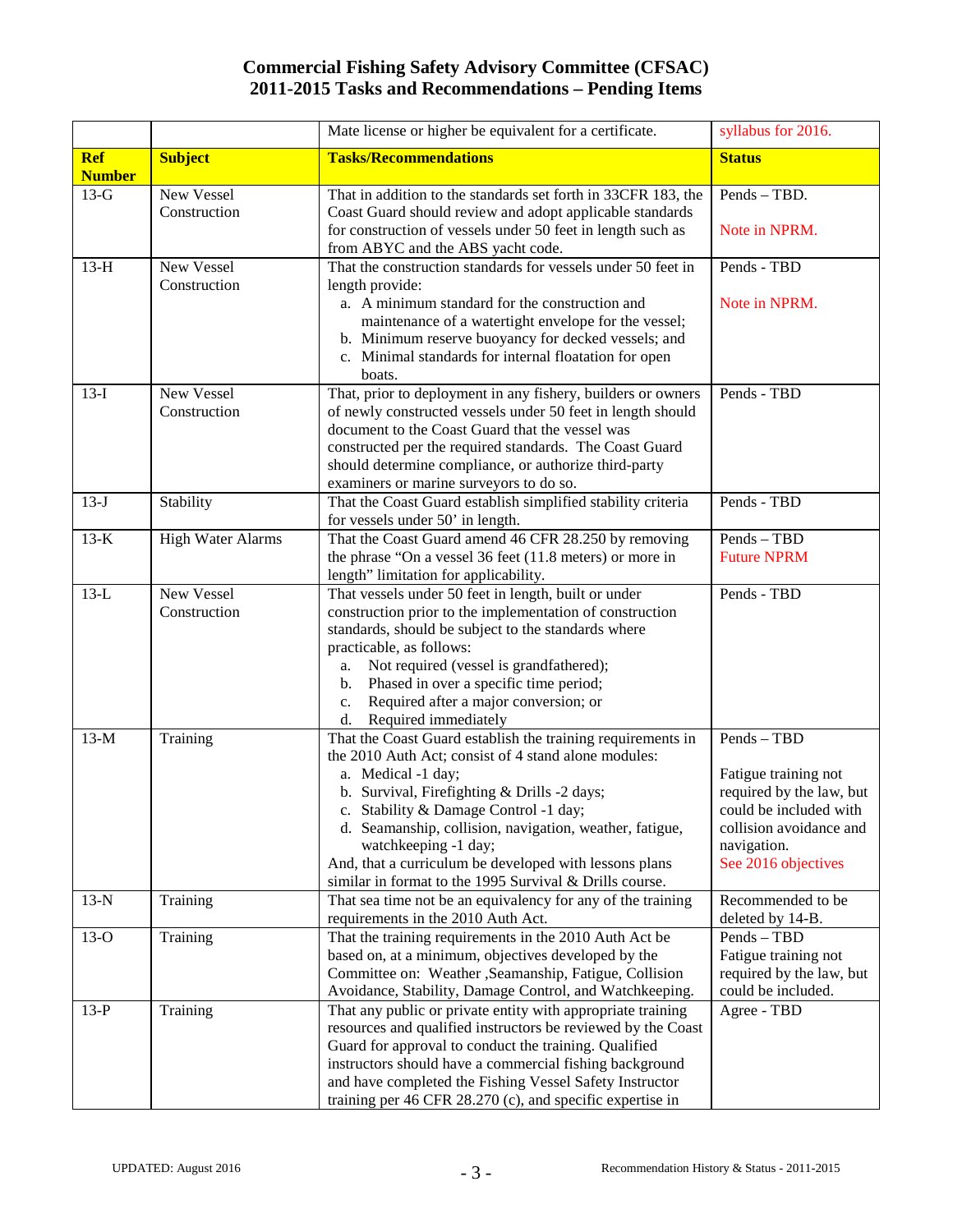# Commercial Fishing Safety Advisory Committee (CFSAC)
## 2011-2015 Tasks and Recommendations – Pending Items

| | | Mate license or higher be equivalent for a certificate. | syllabus for 2016. |
|---|---|---|---|
| **Ref Number** | **Subject** | **Tasks/Recommendations** | **Status** |
| 13-G | New Vessel Construction | That in addition to the standards set forth in 33CFR 183, the Coast Guard should review and adopt applicable standards for construction of vessels under 50 feet in length such as from ABYC and the ABS yacht code. | Pends – TBD.<br><br>Note in NPRM. |
| 13-H | New Vessel Construction | That the construction standards for vessels under 50 feet in length provide:<br>a. A minimum standard for the construction and maintenance of a watertight envelope for the vessel;<br>b. Minimum reserve buoyancy for decked vessels; and<br>c. Minimal standards for internal floatation for open boats. | Pends - TBD<br><br>Note in NPRM. |
| 13-I | New Vessel Construction | That, prior to deployment in any fishery, builders or owners of newly constructed vessels under 50 feet in length should document to the Coast Guard that the vessel was constructed per the required standards. The Coast Guard should determine compliance, or authorize third-party examiners or marine surveyors to do so. | Pends - TBD |
| 13-J | Stability | That the Coast Guard establish simplified stability criteria for vessels under 50' in length. | Pends - TBD |
| 13-K | High Water Alarms | That the Coast Guard amend 46 CFR 28.250 by removing the phrase "On a vessel 36 feet (11.8 meters) or more in length" limitation for applicability. | Pends – TBD<br>Future NPRM |
| 13-L | New Vessel Construction | That vessels under 50 feet in length, built or under construction prior to the implementation of construction standards, should be subject to the standards where practicable, as follows:<br>a. Not required (vessel is grandfathered);<br>b. Phased in over a specific time period;<br>c. Required after a major conversion; or<br>d. Required immediately | Pends - TBD |
| 13-M | Training | That the Coast Guard establish the training requirements in the 2010 Auth Act; consist of 4 stand alone modules:<br>a. Medical -1 day;<br>b. Survival, Firefighting & Drills -2 days;<br>c. Stability & Damage Control -1 day;<br>d. Seamanship, collision, navigation, weather, fatigue, watchkeeping -1 day;<br>And, that a curriculum be developed with lessons plans similar in format to the 1995 Survival & Drills course. | Pends – TBD<br><br>Fatigue training not required by the law, but could be included with collision avoidance and navigation.<br>See 2016 objectives |
| 13-N | Training | That sea time not be an equivalency for any of the training requirements in the 2010 Auth Act. | Recommended to be deleted by 14-B. |
| 13-O | Training | That the training requirements in the 2010 Auth Act be based on, at a minimum, objectives developed by the Committee on: Weather ,Seamanship, Fatigue, Collision Avoidance, Stability, Damage Control, and Watchkeeping. | Pends – TBD<br>Fatigue training not required by the law, but could be included. |
| 13-P | Training | That any public or private entity with appropriate training resources and qualified instructors be reviewed by the Coast Guard for approval to conduct the training. Qualified instructors should have a commercial fishing background and have completed the Fishing Vessel Safety Instructor training per 46 CFR 28.270 (c), and specific expertise in | Agree - TBD |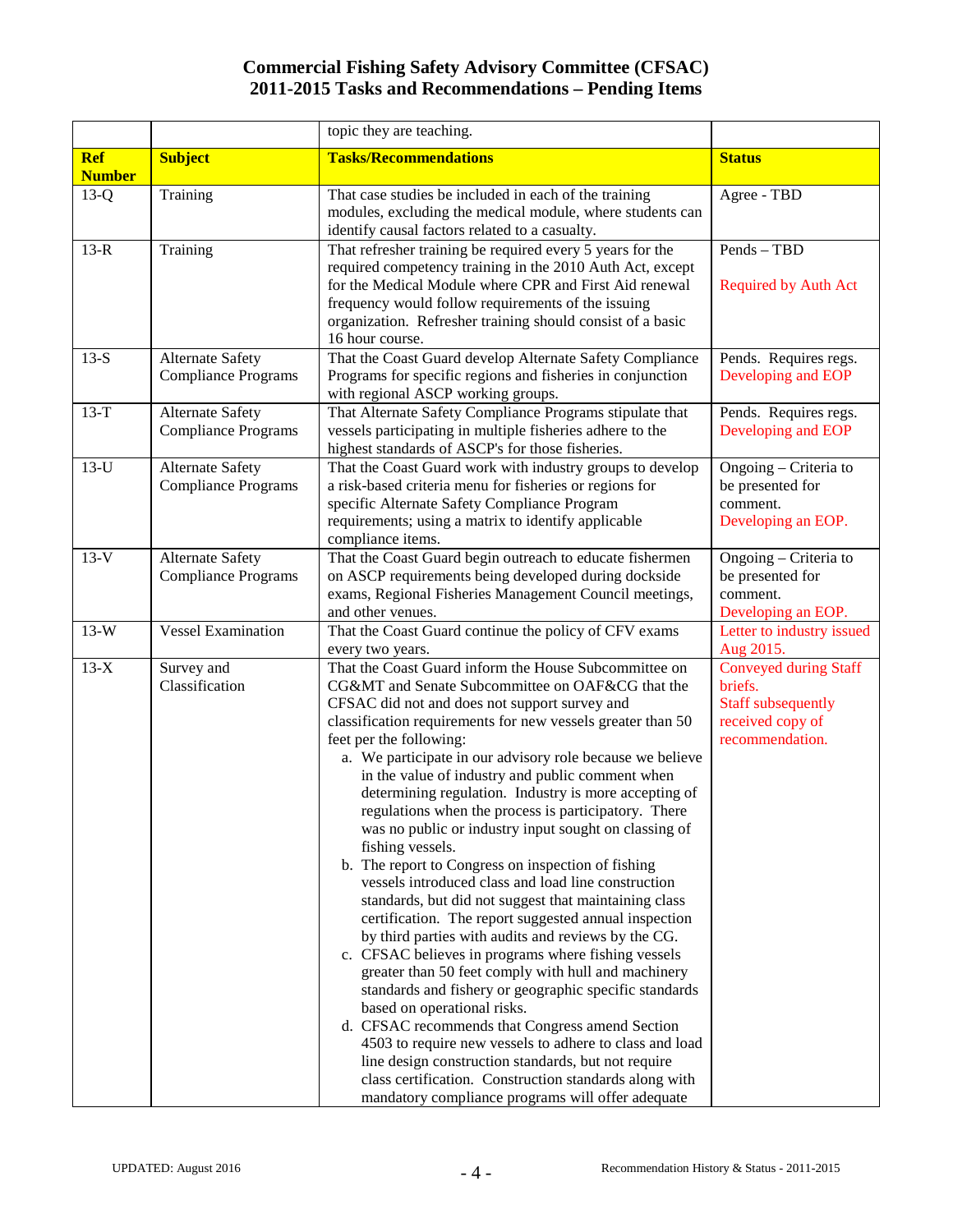# Commercial Fishing Safety Advisory Committee (CFSAC)
## 2011-2015 Tasks and Recommendations – Pending Items

| | | topic they are teaching. | |
|---|---|---|---|
| **Ref Number** | **Subject** | **Tasks/Recommendations** | **Status** |
| 13-Q | Training | That case studies be included in each of the training modules, excluding the medical module, where students can identify causal factors related to a casualty. | Agree - TBD |
| 13-R | Training | That refresher training be required every 5 years for the required competency training in the 2010 Auth Act, except for the Medical Module where CPR and First Aid renewal frequency would follow requirements of the issuing organization. Refresher training should consist of a basic 16 hour course. | Pends – TBD<br><br>Required by Auth Act |
| 13-S | Alternate Safety Compliance Programs | That the Coast Guard develop Alternate Safety Compliance Programs for specific regions and fisheries in conjunction with regional ASCP working groups. | Pends. Requires regs. Developing and EOP |
| 13-T | Alternate Safety Compliance Programs | That Alternate Safety Compliance Programs stipulate that vessels participating in multiple fisheries adhere to the highest standards of ASCP's for those fisheries. | Pends. Requires regs. Developing and EOP |
| 13-U | Alternate Safety Compliance Programs | That the Coast Guard work with industry groups to develop a risk-based criteria menu for fisheries or regions for specific Alternate Safety Compliance Program requirements; using a matrix to identify applicable compliance items. | Ongoing – Criteria to be presented for comment. Developing an EOP. |
| 13-V | Alternate Safety Compliance Programs | That the Coast Guard begin outreach to educate fishermen on ASCP requirements being developed during dockside exams, Regional Fisheries Management Council meetings, and other venues. | Ongoing – Criteria to be presented for comment. Developing an EOP. |
| 13-W | Vessel Examination | That the Coast Guard continue the policy of CFV exams every two years. | Letter to industry issued Aug 2015. |
| 13-X | Survey and Classification | That the Coast Guard inform the House Subcommittee on CG&MT and Senate Subcommittee on OAF&CG that the CFSAC did not and does not support survey and classification requirements for new vessels greater than 50 feet per the following:<br>a. We participate in our advisory role because we believe in the value of industry and public comment when determining regulation. Industry is more accepting of regulations when the process is participatory. There was no public or industry input sought on classing of fishing vessels.<br>b. The report to Congress on inspection of fishing vessels introduced class and load line construction standards, but did not suggest that maintaining class certification. The report suggested annual inspection by third parties with audits and reviews by the CG.<br>c. CFSAC believes in programs where fishing vessels greater than 50 feet comply with hull and machinery standards and fishery or geographic specific standards based on operational risks.<br>d. CFSAC recommends that Congress amend Section 4503 to require new vessels to adhere to class and load line design construction standards, but not require class certification. Construction standards along with mandatory compliance programs will offer adequate | Conveyed during Staff briefs.<br>Staff subsequently received copy of recommendation. |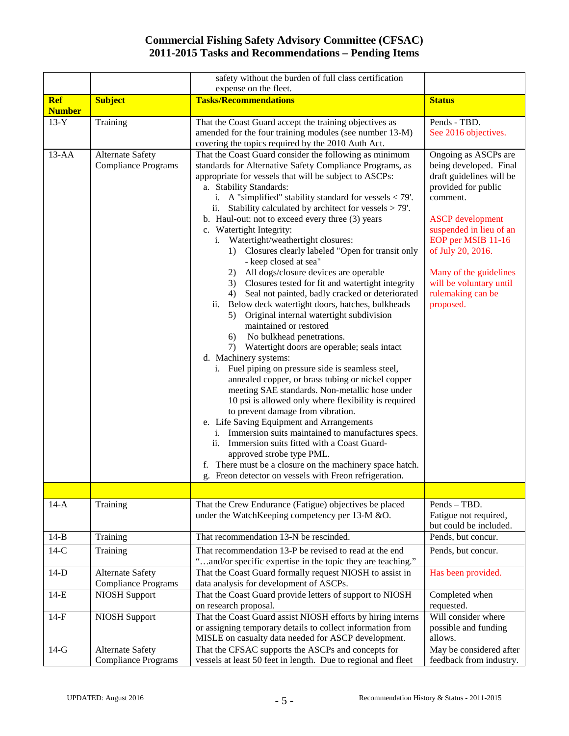# Commercial Fishing Safety Advisory Committee (CFSAC)
## 2011-2015 Tasks and Recommendations – Pending Items

| Ref Number | Subject | Tasks/Recommendations | Status |
|---|---|---|---|
| | | safety without the burden of full class certification expense on the fleet. | |
| 13-Y | Training | That the Coast Guard accept the training objectives as amended for the four training modules (see number 13-M) covering the topics required by the 2010 Auth Act. | Pends - TBD. See 2016 objectives. |
| 13-AA | Alternate Safety Compliance Programs | That the Coast Guard consider the following as minimum standards for Alternative Safety Compliance Programs, as appropriate for vessels that will be subject to ASCPs:<br>a. Stability Standards:<br>i. A "simplified" stability standard for vessels < 79'.<br>ii. Stability calculated by architect for vessels > 79'.<br>b. Haul-out: not to exceed every three (3) years<br>c. Watertight Integrity:<br>i. Watertight/weathertight closures:<br>1) Closures clearly labeled "Open for transit only - keep closed at sea"<br>2) All dogs/closure devices are operable<br>3) Closures tested for fit and watertight integrity<br>4) Seal not painted, badly cracked or deteriorated<br>ii. Below deck watertight doors, hatches, bulkheads<br>5) Original internal watertight subdivision maintained or restored<br>6) No bulkhead penetrations.<br>7) Watertight doors are operable; seals intact<br>d. Machinery systems:<br>i. Fuel piping on pressure side is seamless steel, annealed copper, or brass tubing or nickel copper meeting SAE standards. Non-metallic hose under 10 psi is allowed only where flexibility is required to prevent damage from vibration.<br>e. Life Saving Equipment and Arrangements<br>i. Immersion suits maintained to manufactures specs.<br>ii. Immersion suits fitted with a Coast Guard-approved strobe type PML.<br>f. There must be a closure on the machinery space hatch.<br>g. Freon detector on vessels with Freon refrigeration. | Ongoing as ASCPs are being developed. Final draft guidelines will be provided for public comment.<br><br>ASCP development suspended in lieu of an EOP per MSIB 11-16 of July 20, 2016.<br><br>Many of the guidelines will be voluntary until rulemaking can be proposed. |
| | | | |
| 14-A | Training | That the Crew Endurance (Fatigue) objectives be placed under the WatchKeeping competency per 13-M &O. | Pends – TBD. Fatigue not required, but could be included. |
| 14-B | Training | That recommendation 13-N be rescinded. | Pends, but concur. |
| 14-C | Training | That recommendation 13-P be revised to read at the end "…and/or specific expertise in the topic they are teaching." | Pends, but concur. |
| 14-D | Alternate Safety Compliance Programs | That the Coast Guard formally request NIOSH to assist in data analysis for development of ASCPs. | Has been provided. |
| 14-E | NIOSH Support | That the Coast Guard provide letters of support to NIOSH on research proposal. | Completed when requested. |
| 14-F | NIOSH Support | That the Coast Guard assist NIOSH efforts by hiring interns or assigning temporary details to collect information from MISLE on casualty data needed for ASCP development. | Will consider where possible and funding allows. |
| 14-G | Alternate Safety Compliance Programs | That the CFSAC supports the ASCPs and concepts for vessels at least 50 feet in length. Due to regional and fleet | May be considered after feedback from industry. |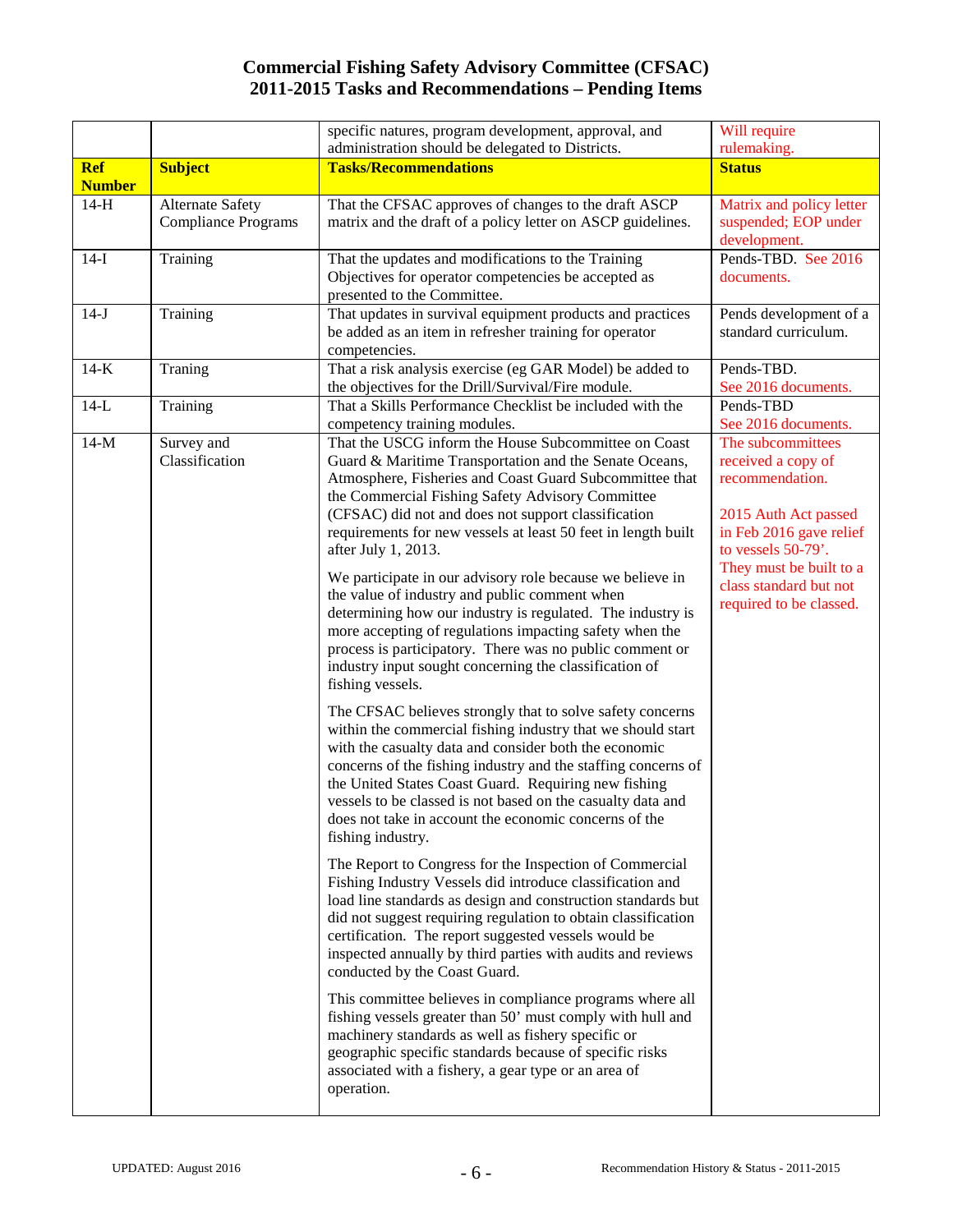# Commercial Fishing Safety Advisory Committee (CFSAC)
## 2011-2015 Tasks and Recommendations – Pending Items

| | | specific natures, program development, approval, and administration should be delegated to Districts. | Will require rulemaking. |
|---|---|---|---|
| **Ref Number** | **Subject** | **Tasks/Recommendations** | **Status** |
| 14-H | Alternate Safety Compliance Programs | That the CFSAC approves of changes to the draft ASCP matrix and the draft of a policy letter on ASCP guidelines. | Matrix and policy letter suspended; EOP under development. |
| 14-I | Training | That the updates and modifications to the Training Objectives for operator competencies be accepted as presented to the Committee. | Pends-TBD. See 2016 documents. |
| 14-J | Training | That updates in survival equipment products and practices be added as an item in refresher training for operator competencies. | Pends development of a standard curriculum. |
| 14-K | Traning | That a risk analysis exercise (eg GAR Model) be added to the objectives for the Drill/Survival/Fire module. | Pends-TBD. See 2016 documents. |
| 14-L | Training | That a Skills Performance Checklist be included with the competency training modules. | Pends-TBD See 2016 documents. |
| 14-M | Survey and Classification | That the USCG inform the House Subcommittee on Coast Guard & Maritime Transportation and the Senate Oceans, Atmosphere, Fisheries and Coast Guard Subcommittee that the Commercial Fishing Safety Advisory Committee (CFSAC) did not and does not support classification requirements for new vessels at least 50 feet in length built after July 1, 2013.<br><br>We participate in our advisory role because we believe in the value of industry and public comment when determining how our industry is regulated. The industry is more accepting of regulations impacting safety when the process is participatory. There was no public comment or industry input sought concerning the classification of fishing vessels.<br><br>The CFSAC believes strongly that to solve safety concerns within the commercial fishing industry that we should start with the casualty data and consider both the economic concerns of the fishing industry and the staffing concerns of the United States Coast Guard. Requiring new fishing vessels to be classed is not based on the casualty data and does not take in account the economic concerns of the fishing industry.<br><br>The Report to Congress for the Inspection of Commercial Fishing Industry Vessels did introduce classification and load line standards as design and construction standards but did not suggest requiring regulation to obtain classification certification. The report suggested vessels would be inspected annually by third parties with audits and reviews conducted by the Coast Guard.<br><br>This committee believes in compliance programs where all fishing vessels greater than 50' must comply with hull and machinery standards as well as fishery specific or geographic specific standards because of specific risks associated with a fishery, a gear type or an area of operation. | The subcommittees received a copy of recommendation.<br><br>2015 Auth Act passed in Feb 2016 gave relief to vessels 50-79'. They must be built to a class standard but not required to be classed. |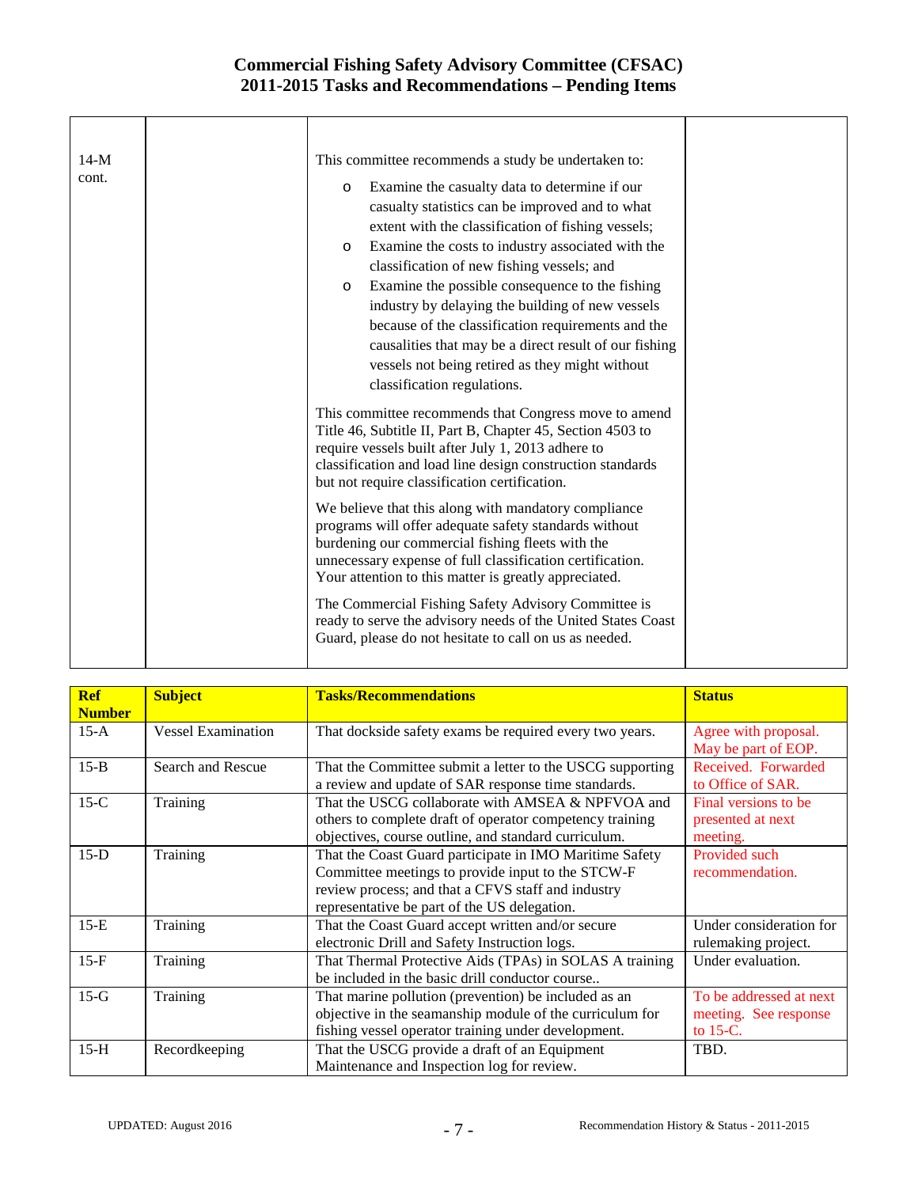# Commercial Fishing Safety Advisory Committee (CFSAC)
## 2011-2015 Tasks and Recommendations – Pending Items

| | | | |
|---|---|---|---|
| 14-M cont. | | This committee recommends a study be undertaken to:<br>o Examine the casualty data to determine if our casualty statistics can be improved and to what extent with the classification of fishing vessels;<br>o Examine the costs to industry associated with the classification of new fishing vessels; and<br>o Examine the possible consequence to the fishing industry by delaying the building of new vessels because of the classification requirements and the causalities that may be a direct result of our fishing vessels not being retired as they might without classification regulations.<br><br>This committee recommends that Congress move to amend Title 46, Subtitle II, Part B, Chapter 45, Section 4503 to require vessels built after July 1, 2013 adhere to classification and load line design construction standards but not require classification certification.<br><br>We believe that this along with mandatory compliance programs will offer adequate safety standards without burdening our commercial fishing fleets with the unnecessary expense of full classification certification. Your attention to this matter is greatly appreciated.<br><br>The Commercial Fishing Safety Advisory Committee is ready to serve the advisory needs of the United States Coast Guard, please do not hesitate to call on us as needed. | |

| Ref Number | Subject | Tasks/Recommendations | Status |
|---|---|---|---|
| 15-A | Vessel Examination | That dockside safety exams be required every two years. | Agree with proposal. May be part of EOP. |
| 15-B | Search and Rescue | That the Committee submit a letter to the USCG supporting a review and update of SAR response time standards. | Received. Forwarded to Office of SAR. |
| 15-C | Training | That the USCG collaborate with AMSEA & NPFVOA and others to complete draft of operator competency training objectives, course outline, and standard curriculum. | Final versions to be presented at next meeting. |
| 15-D | Training | That the Coast Guard participate in IMO Maritime Safety Committee meetings to provide input to the STCW-F review process; and that a CFVS staff and industry representative be part of the US delegation. | Provided such recommendation. |
| 15-E | Training | That the Coast Guard accept written and/or secure electronic Drill and Safety Instruction logs. | Under consideration for rulemaking project. |
| 15-F | Training | That Thermal Protective Aids (TPAs) in SOLAS A training be included in the basic drill conductor course.. | Under evaluation. |
| 15-G | Training | That marine pollution (prevention) be included as an objective in the seamanship module of the curriculum for fishing vessel operator training under development. | To be addressed at next meeting. See response to 15-C. |
| 15-H | Recordkeeping | That the USCG provide a draft of an Equipment Maintenance and Inspection log for review. | TBD. |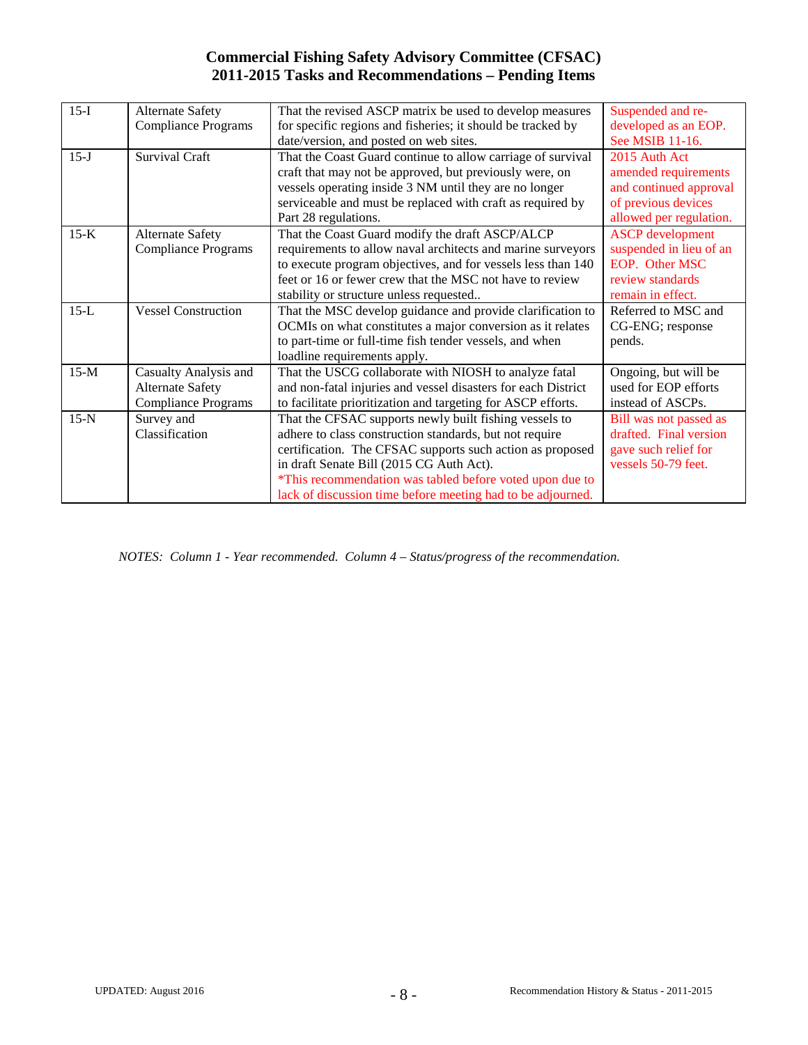# Commercial Fishing Safety Advisory Committee (CFSAC)
# 2011-2015 Tasks and Recommendations – Pending Items

| | | | |
|---|---|---|---|
| 15-I | Alternate Safety Compliance Programs | That the revised ASCP matrix be used to develop measures for specific regions and fisheries; it should be tracked by date/version, and posted on web sites. | Suspended and re-developed as an EOP. See MSIB 11-16. |
| 15-J | Survival Craft | That the Coast Guard continue to allow carriage of survival craft that may not be approved, but previously were, on vessels operating inside 3 NM until they are no longer serviceable and must be replaced with craft as required by Part 28 regulations. | 2015 Auth Act amended requirements and continued approval of previous devices allowed per regulation. |
| 15-K | Alternate Safety Compliance Programs | That the Coast Guard modify the draft ASCP/ALCP requirements to allow naval architects and marine surveyors to execute program objectives, and for vessels less than 140 feet or 16 or fewer crew that the MSC not have to review stability or structure unless requested.. | ASCP development suspended in lieu of an EOP. Other MSC review standards remain in effect. |
| 15-L | Vessel Construction | That the MSC develop guidance and provide clarification to OCMIs on what constitutes a major conversion as it relates to part-time or full-time fish tender vessels, and when loadline requirements apply. | Referred to MSC and CG-ENG; response pends. |
| 15-M | Casualty Analysis and Alternate Safety Compliance Programs | That the USCG collaborate with NIOSH to analyze fatal and non-fatal injuries and vessel disasters for each District to facilitate prioritization and targeting for ASCP efforts. | Ongoing, but will be used for EOP efforts instead of ASCPs. |
| 15-N | Survey and Classification | That the CFSAC supports newly built fishing vessels to adhere to class construction standards, but not require certification. The CFSAC supports such action as proposed in draft Senate Bill (2015 CG Auth Act). *This recommendation was tabled before voted upon due to lack of discussion time before meeting had to be adjourned. | Bill was not passed as drafted. Final version gave such relief for vessels 50-79 feet. |

*NOTES: Column 1 - Year recommended. Column 4 – Status/progress of the recommendation.*